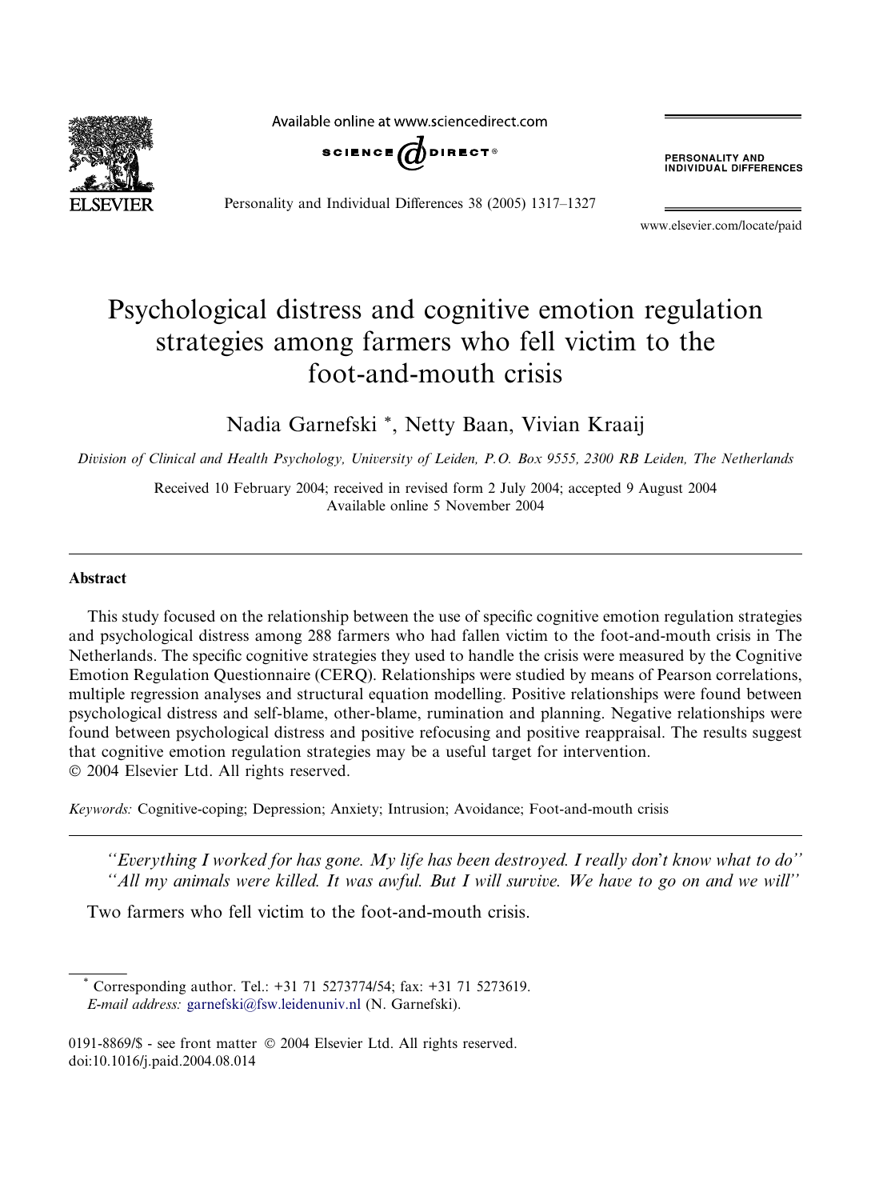# Psychological distress and cognitive emotion regulation strategies among farmers who fell victim to the foot-and-mouth crisis

Nadia Garnefski *, Netty Baan, Vivian Kraaij

*Division of Clinical and Health Psychology, University of Leiden, P.O. Box 9555, 2300 RB Leiden, The Netherlands*

Received 10 February 2004; received in revised form 2 July 2004; accepted 9 August 2004
Available online 5 November 2004

## Abstract

This study focused on the relationship between the use of specific cognitive emotion regulation strategies and psychological distress among 288 farmers who had fallen victim to the foot-and-mouth crisis in The Netherlands. The specific cognitive strategies they used to handle the crisis were measured by the Cognitive Emotion Regulation Questionnaire (CERQ). Relationships were studied by means of Pearson correlations, multiple regression analyses and structural equation modelling. Positive relationships were found between psychological distress and self-blame, other-blame, rumination and planning. Negative relationships were found between psychological distress and positive refocusing and positive reappraisal. The results suggest that cognitive emotion regulation strategies may be a useful target for intervention.
© 2004 Elsevier Ltd. All rights reserved.

*Keywords:* Cognitive-coping; Depression; Anxiety; Intrusion; Avoidance; Foot-and-mouth crisis

> *"Everything I worked for has gone. My life has been destroyed. I really don't know what to do"*
> *"All my animals were killed. It was awful. But I will survive. We have to go on and we will"*

Two farmers who fell victim to the foot-and-mouth crisis.

---

* Corresponding author. Tel.: +31 71 5273774/54; fax: +31 71 5273619.
*E-mail address:* garnefski@fsw.leidenuniv.nl (N. Garnefski).

0191-8869/$ - see front matter © 2004 Elsevier Ltd. All rights reserved.
doi:10.1016/j.paid.2004.08.014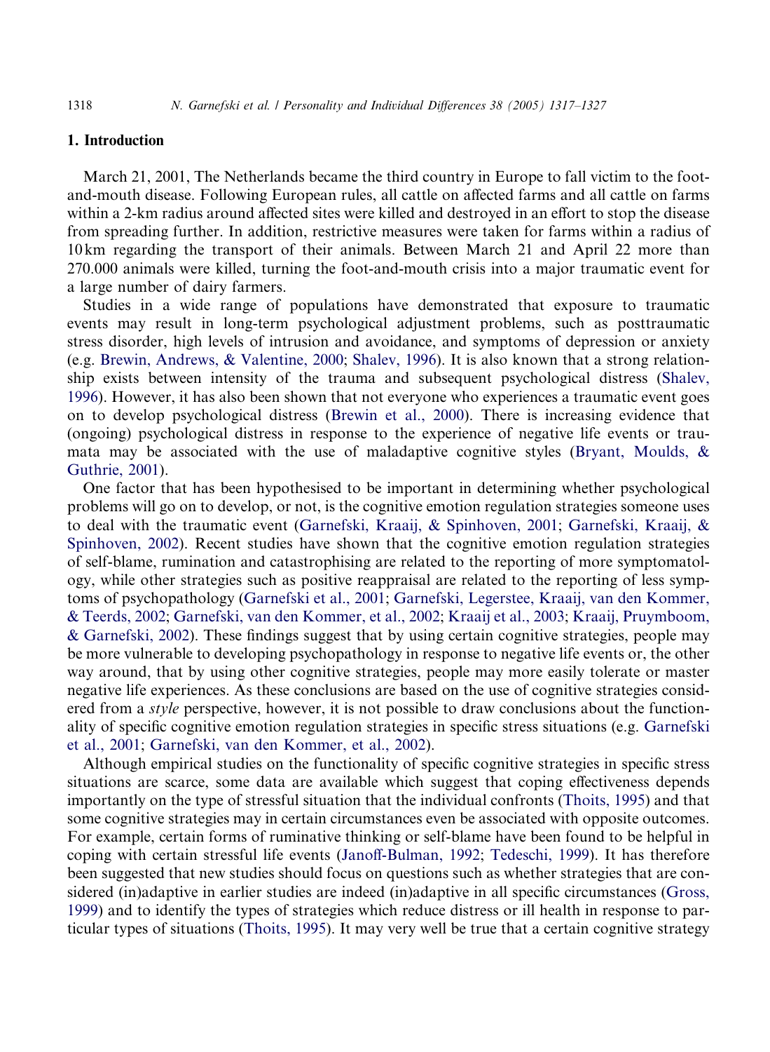## 1. Introduction

March 21, 2001, The Netherlands became the third country in Europe to fall victim to the foot-and-mouth disease. Following European rules, all cattle on affected farms and all cattle on farms within a 2-km radius around affected sites were killed and destroyed in an effort to stop the disease from spreading further. In addition, restrictive measures were taken for farms within a radius of 10 km regarding the transport of their animals. Between March 21 and April 22 more than 270.000 animals were killed, turning the foot-and-mouth crisis into a major traumatic event for a large number of dairy farmers.

Studies in a wide range of populations have demonstrated that exposure to traumatic events may result in long-term psychological adjustment problems, such as posttraumatic stress disorder, high levels of intrusion and avoidance, and symptoms of depression or anxiety (e.g. Brewin, Andrews, & Valentine, 2000; Shalev, 1996). It is also known that a strong relationship exists between intensity of the trauma and subsequent psychological distress (Shalev, 1996). However, it has also been shown that not everyone who experiences a traumatic event goes on to develop psychological distress (Brewin et al., 2000). There is increasing evidence that (ongoing) psychological distress in response to the experience of negative life events or traumata may be associated with the use of maladaptive cognitive styles (Bryant, Moulds, & Guthrie, 2001).

One factor that has been hypothesised to be important in determining whether psychological problems will go on to develop, or not, is the cognitive emotion regulation strategies someone uses to deal with the traumatic event (Garnefski, Kraaij, & Spinhoven, 2001; Garnefski, Kraaij, & Spinhoven, 2002). Recent studies have shown that the cognitive emotion regulation strategies of self-blame, rumination and catastrophising are related to the reporting of more symptomatology, while other strategies such as positive reappraisal are related to the reporting of less symptoms of psychopathology (Garnefski et al., 2001; Garnefski, Legerstee, Kraaij, van den Kommer, & Teerds, 2002; Garnefski, van den Kommer, et al., 2002; Kraaij et al., 2003; Kraaij, Pruymboom, & Garnefski, 2002). These findings suggest that by using certain cognitive strategies, people may be more vulnerable to developing psychopathology in response to negative life events or, the other way around, that by using other cognitive strategies, people may more easily tolerate or master negative life experiences. As these conclusions are based on the use of cognitive strategies considered from a *style* perspective, however, it is not possible to draw conclusions about the functionality of specific cognitive emotion regulation strategies in specific stress situations (e.g. Garnefski et al., 2001; Garnefski, van den Kommer, et al., 2002).

Although empirical studies on the functionality of specific cognitive strategies in specific stress situations are scarce, some data are available which suggest that coping effectiveness depends importantly on the type of stressful situation that the individual confronts (Thoits, 1995) and that some cognitive strategies may in certain circumstances even be associated with opposite outcomes. For example, certain forms of ruminative thinking or self-blame have been found to be helpful in coping with certain stressful life events (Janoff-Bulman, 1992; Tedeschi, 1999). It has therefore been suggested that new studies should focus on questions such as whether strategies that are considered (in)adaptive in earlier studies are indeed (in)adaptive in all specific circumstances (Gross, 1999) and to identify the types of strategies which reduce distress or ill health in response to particular types of situations (Thoits, 1995). It may very well be true that a certain cognitive strategy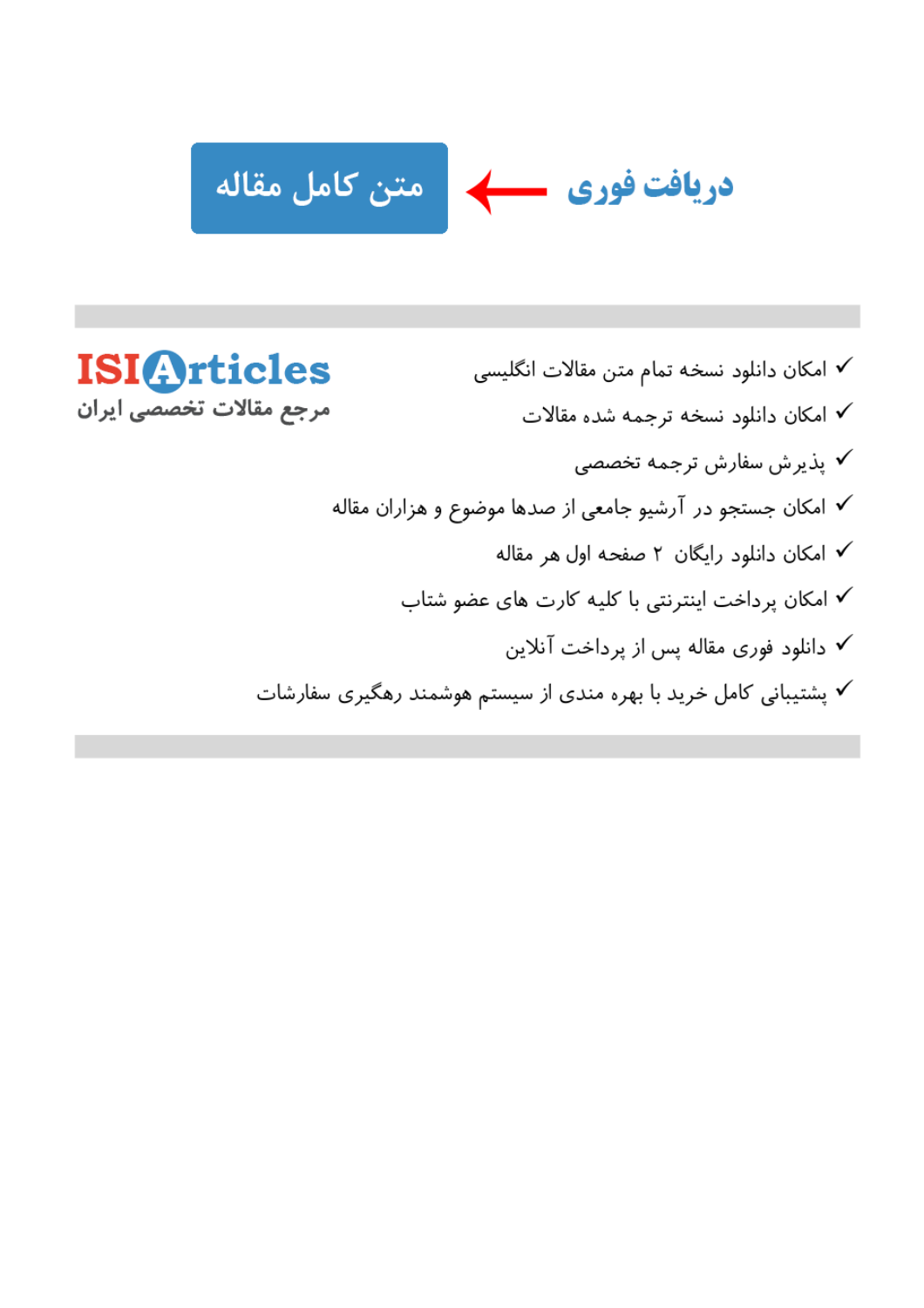دریافت فوری ← متن کامل مقاله

**ISIArticles**
مرجع مقالات تخصصی ایران

- ✓ امکان دانلود نسخه تمام متن مقالات انگلیسی
- ✓ امکان دانلود نسخه ترجمه شده مقالات
- ✓ پذیرش سفارش ترجمه تخصصی
- ✓ امکان جستجو در آرشیو جامعی از صدها موضوع و هزاران مقاله
- ✓ امکان دانلود رایگان ۲ صفحه اول هر مقاله
- ✓ امکان پرداخت اینترنتی با کلیه کارت های عضو شتاب
- ✓ دانلود فوری مقاله پس از پرداخت آنلاین
- ✓ پشتیبانی کامل خرید با بهره مندی از سیستم هوشمند رهگیری سفارشات